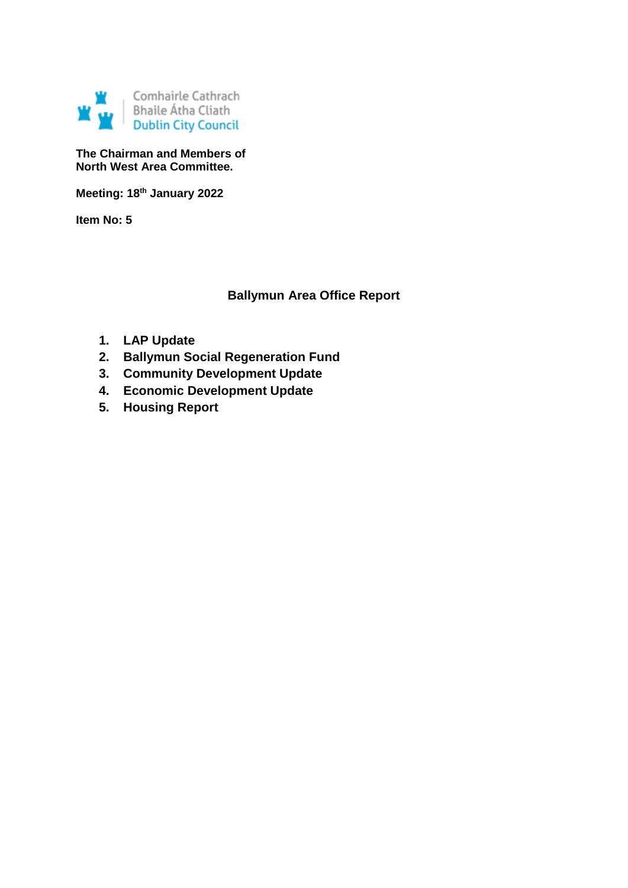Comhairle Cathrach
Bhaile Átha Cliath
Dublin City Council

**The Chairman and Members of**
**North West Area Committee.**

**Meeting: 18th January 2022**

**Item No: 5**

## Ballymun Area Office Report

1. **LAP Update**
2. **Ballymun Social Regeneration Fund**
3. **Community Development Update**
4. **Economic Development Update**
5. **Housing Report**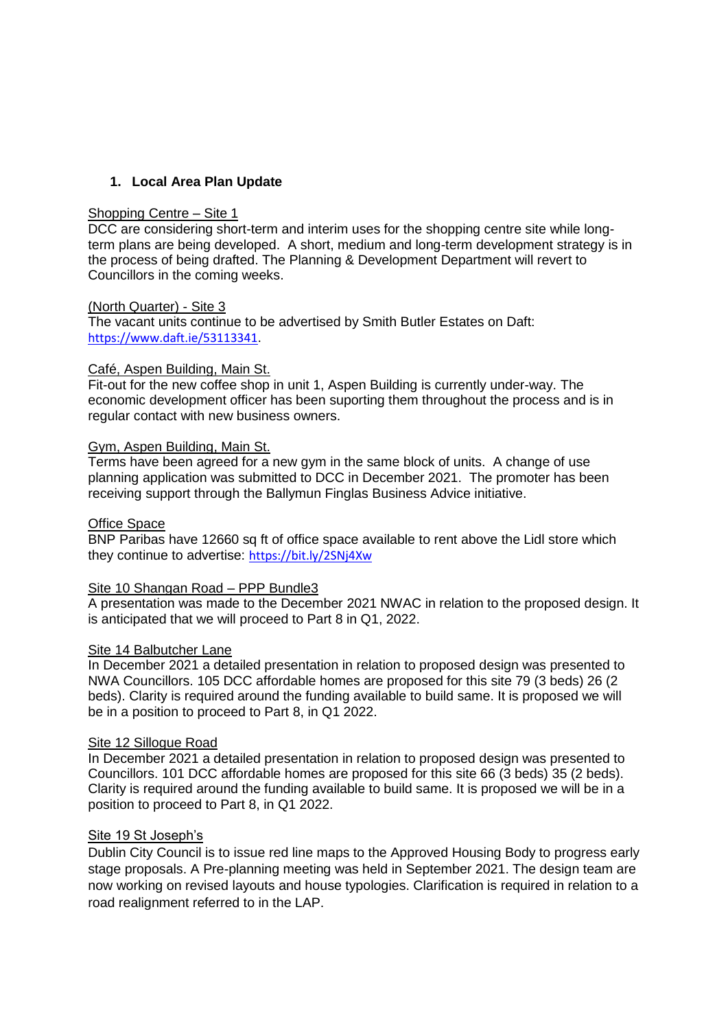## 1. Local Area Plan Update

<u>Shopping Centre – Site 1</u>
DCC are considering short-term and interim uses for the shopping centre site while long-term plans are being developed. A short, medium and long-term development strategy is in the process of being drafted. The Planning & Development Department will revert to Councillors in the coming weeks.

<u>(North Quarter) - Site 3</u>
The vacant units continue to be advertised by Smith Butler Estates on Daft: https://www.daft.ie/53113341.

<u>Café, Aspen Building, Main St.</u>
Fit-out for the new coffee shop in unit 1, Aspen Building is currently under-way. The economic development officer has been suporting them throughout the process and is in regular contact with new business owners.

<u>Gym, Aspen Building, Main St.</u>
Terms have been agreed for a new gym in the same block of units. A change of use planning application was submitted to DCC in December 2021. The promoter has been receiving support through the Ballymun Finglas Business Advice initiative.

<u>Office Space</u>
BNP Paribas have 12660 sq ft of office space available to rent above the Lidl store which they continue to advertise: https://bit.ly/2SNj4Xw

<u>Site 10 Shangan Road – PPP Bundle3</u>
A presentation was made to the December 2021 NWAC in relation to the proposed design. It is anticipated that we will proceed to Part 8 in Q1, 2022.

<u>Site 14 Balbutcher Lane</u>
In December 2021 a detailed presentation in relation to proposed design was presented to NWA Councillors. 105 DCC affordable homes are proposed for this site 79 (3 beds) 26 (2 beds). Clarity is required around the funding available to build same. It is proposed we will be in a position to proceed to Part 8, in Q1 2022.

<u>Site 12 Sillogue Road</u>
In December 2021 a detailed presentation in relation to proposed design was presented to Councillors. 101 DCC affordable homes are proposed for this site 66 (3 beds) 35 (2 beds). Clarity is required around the funding available to build same. It is proposed we will be in a position to proceed to Part 8, in Q1 2022.

<u>Site 19 St Joseph's</u>
Dublin City Council is to issue red line maps to the Approved Housing Body to progress early stage proposals. A Pre-planning meeting was held in September 2021. The design team are now working on revised layouts and house typologies. Clarification is required in relation to a road realignment referred to in the LAP.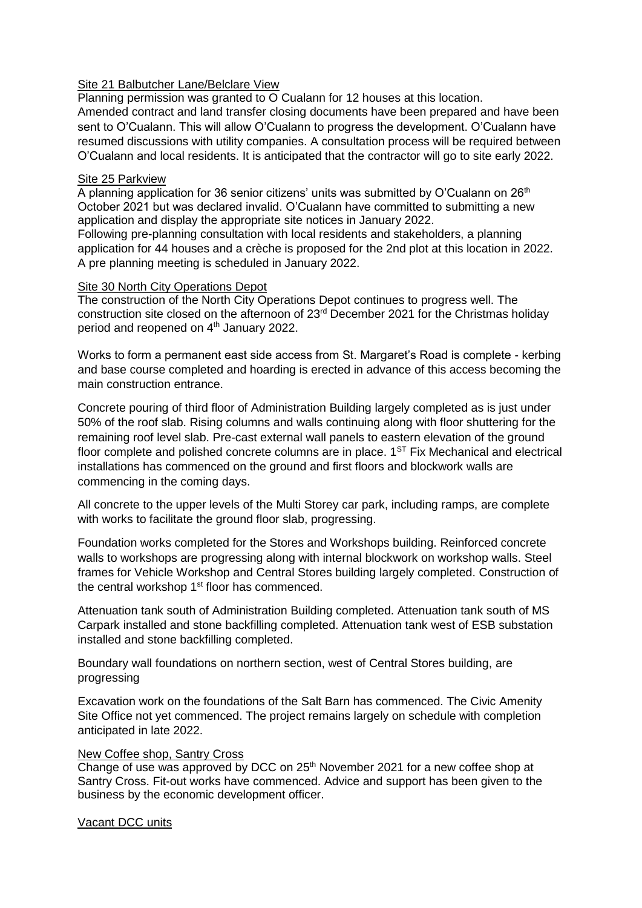Site 21 Balbutcher Lane/Belclare View

Planning permission was granted to O Cualann for 12 houses at this location. Amended contract and land transfer closing documents have been prepared and have been sent to O'Cualann. This will allow O'Cualann to progress the development. O'Cualann have resumed discussions with utility companies. A consultation process will be required between O'Cualann and local residents. It is anticipated that the contractor will go to site early 2022.

Site 25 Parkview

A planning application for 36 senior citizens' units was submitted by O'Cualann on 26th October 2021 but was declared invalid. O'Cualann have committed to submitting a new application and display the appropriate site notices in January 2022.
Following pre-planning consultation with local residents and stakeholders, a planning application for 44 houses and a crèche is proposed for the 2nd plot at this location in 2022. A pre planning meeting is scheduled in January 2022.

Site 30 North City Operations Depot

The construction of the North City Operations Depot continues to progress well. The construction site closed on the afternoon of 23rd December 2021 for the Christmas holiday period and reopened on 4th January 2022.

Works to form a permanent east side access from St. Margaret's Road is complete - kerbing and base course completed and hoarding is erected in advance of this access becoming the main construction entrance.

Concrete pouring of third floor of Administration Building largely completed as is just under 50% of the roof slab. Rising columns and walls continuing along with floor shuttering for the remaining roof level slab. Pre-cast external wall panels to eastern elevation of the ground floor complete and polished concrete columns are in place. 1ST Fix Mechanical and electrical installations has commenced on the ground and first floors and blockwork walls are commencing in the coming days.

All concrete to the upper levels of the Multi Storey car park, including ramps, are complete with works to facilitate the ground floor slab, progressing.

Foundation works completed for the Stores and Workshops building. Reinforced concrete walls to workshops are progressing along with internal blockwork on workshop walls. Steel frames for Vehicle Workshop and Central Stores building largely completed. Construction of the central workshop 1st floor has commenced.

Attenuation tank south of Administration Building completed. Attenuation tank south of MS Carpark installed and stone backfilling completed. Attenuation tank west of ESB substation installed and stone backfilling completed.

Boundary wall foundations on northern section, west of Central Stores building, are progressing

Excavation work on the foundations of the Salt Barn has commenced. The Civic Amenity Site Office not yet commenced. The project remains largely on schedule with completion anticipated in late 2022.

New Coffee shop, Santry Cross

Change of use was approved by DCC on 25th November 2021 for a new coffee shop at Santry Cross. Fit-out works have commenced. Advice and support has been given to the business by the economic development officer.

Vacant DCC units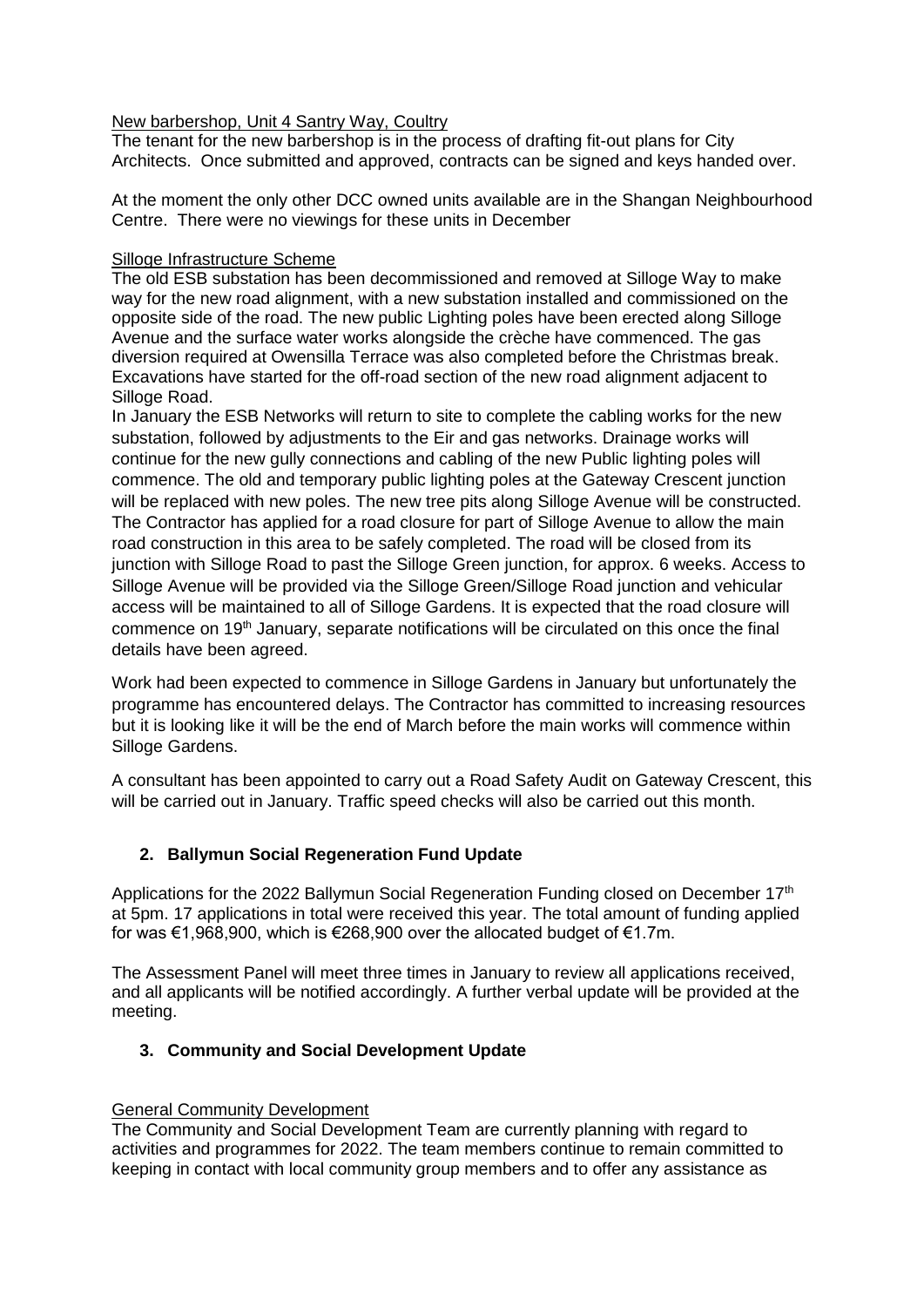New barbershop, Unit 4 Santry Way, Coultry

The tenant for the new barbershop is in the process of drafting fit-out plans for City Architects. Once submitted and approved, contracts can be signed and keys handed over.

At the moment the only other DCC owned units available are in the Shangan Neighbourhood Centre. There were no viewings for these units in December

Silloge Infrastructure Scheme

The old ESB substation has been decommissioned and removed at Silloge Way to make way for the new road alignment, with a new substation installed and commissioned on the opposite side of the road. The new public Lighting poles have been erected along Silloge Avenue and the surface water works alongside the crèche have commenced. The gas diversion required at Owensilla Terrace was also completed before the Christmas break. Excavations have started for the off-road section of the new road alignment adjacent to Silloge Road.

In January the ESB Networks will return to site to complete the cabling works for the new substation, followed by adjustments to the Eir and gas networks. Drainage works will continue for the new gully connections and cabling of the new Public lighting poles will commence. The old and temporary public lighting poles at the Gateway Crescent junction will be replaced with new poles. The new tree pits along Silloge Avenue will be constructed. The Contractor has applied for a road closure for part of Silloge Avenue to allow the main road construction in this area to be safely completed. The road will be closed from its junction with Silloge Road to past the Silloge Green junction, for approx. 6 weeks. Access to Silloge Avenue will be provided via the Silloge Green/Silloge Road junction and vehicular access will be maintained to all of Silloge Gardens. It is expected that the road closure will commence on 19th January, separate notifications will be circulated on this once the final details have been agreed.

Work had been expected to commence in Silloge Gardens in January but unfortunately the programme has encountered delays. The Contractor has committed to increasing resources but it is looking like it will be the end of March before the main works will commence within Silloge Gardens.

A consultant has been appointed to carry out a Road Safety Audit on Gateway Crescent, this will be carried out in January. Traffic speed checks will also be carried out this month.

## 2. Ballymun Social Regeneration Fund Update

Applications for the 2022 Ballymun Social Regeneration Funding closed on December 17th at 5pm. 17 applications in total were received this year. The total amount of funding applied for was €1,968,900, which is €268,900 over the allocated budget of €1.7m.

The Assessment Panel will meet three times in January to review all applications received, and all applicants will be notified accordingly. A further verbal update will be provided at the meeting.

## 3. Community and Social Development Update

General Community Development

The Community and Social Development Team are currently planning with regard to activities and programmes for 2022. The team members continue to remain committed to keeping in contact with local community group members and to offer any assistance as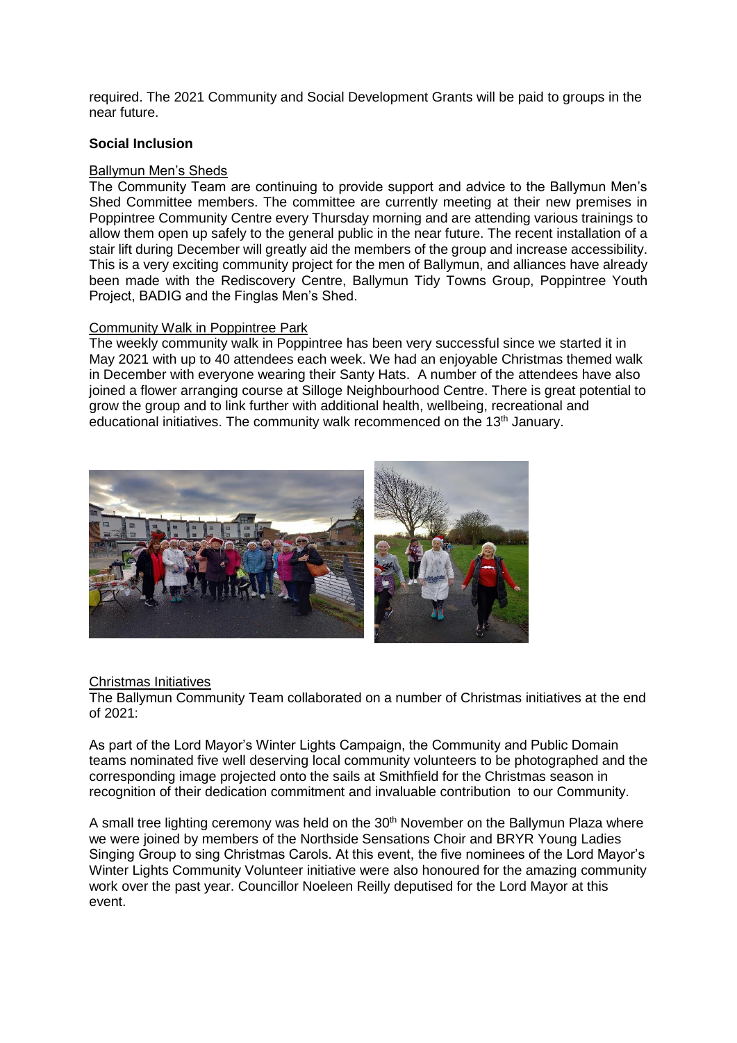required. The 2021 Community and Social Development Grants will be paid to groups in the near future.

**Social Inclusion**

Ballymun Men's Sheds

The Community Team are continuing to provide support and advice to the Ballymun Men's Shed Committee members. The committee are currently meeting at their new premises in Poppintree Community Centre every Thursday morning and are attending various trainings to allow them open up safely to the general public in the near future. The recent installation of a stair lift during December will greatly aid the members of the group and increase accessibility. This is a very exciting community project for the men of Ballymun, and alliances have already been made with the Rediscovery Centre, Ballymun Tidy Towns Group, Poppintree Youth Project, BADIG and the Finglas Men's Shed.

Community Walk in Poppintree Park

The weekly community walk in Poppintree has been very successful since we started it in May 2021 with up to 40 attendees each week. We had an enjoyable Christmas themed walk in December with everyone wearing their Santy Hats. A number of the attendees have also joined a flower arranging course at Silloge Neighbourhood Centre. There is great potential to grow the group and to link further with additional health, wellbeing, recreational and educational initiatives. The community walk recommenced on the 13th January.

Christmas Initiatives

The Ballymun Community Team collaborated on a number of Christmas initiatives at the end of 2021:

As part of the Lord Mayor's Winter Lights Campaign, the Community and Public Domain teams nominated five well deserving local community volunteers to be photographed and the corresponding image projected onto the sails at Smithfield for the Christmas season in recognition of their dedication commitment and invaluable contribution to our Community.

A small tree lighting ceremony was held on the 30th November on the Ballymun Plaza where we were joined by members of the Northside Sensations Choir and BRYR Young Ladies Singing Group to sing Christmas Carols. At this event, the five nominees of the Lord Mayor's Winter Lights Community Volunteer initiative were also honoured for the amazing community work over the past year. Councillor Noeleen Reilly deputised for the Lord Mayor at this event.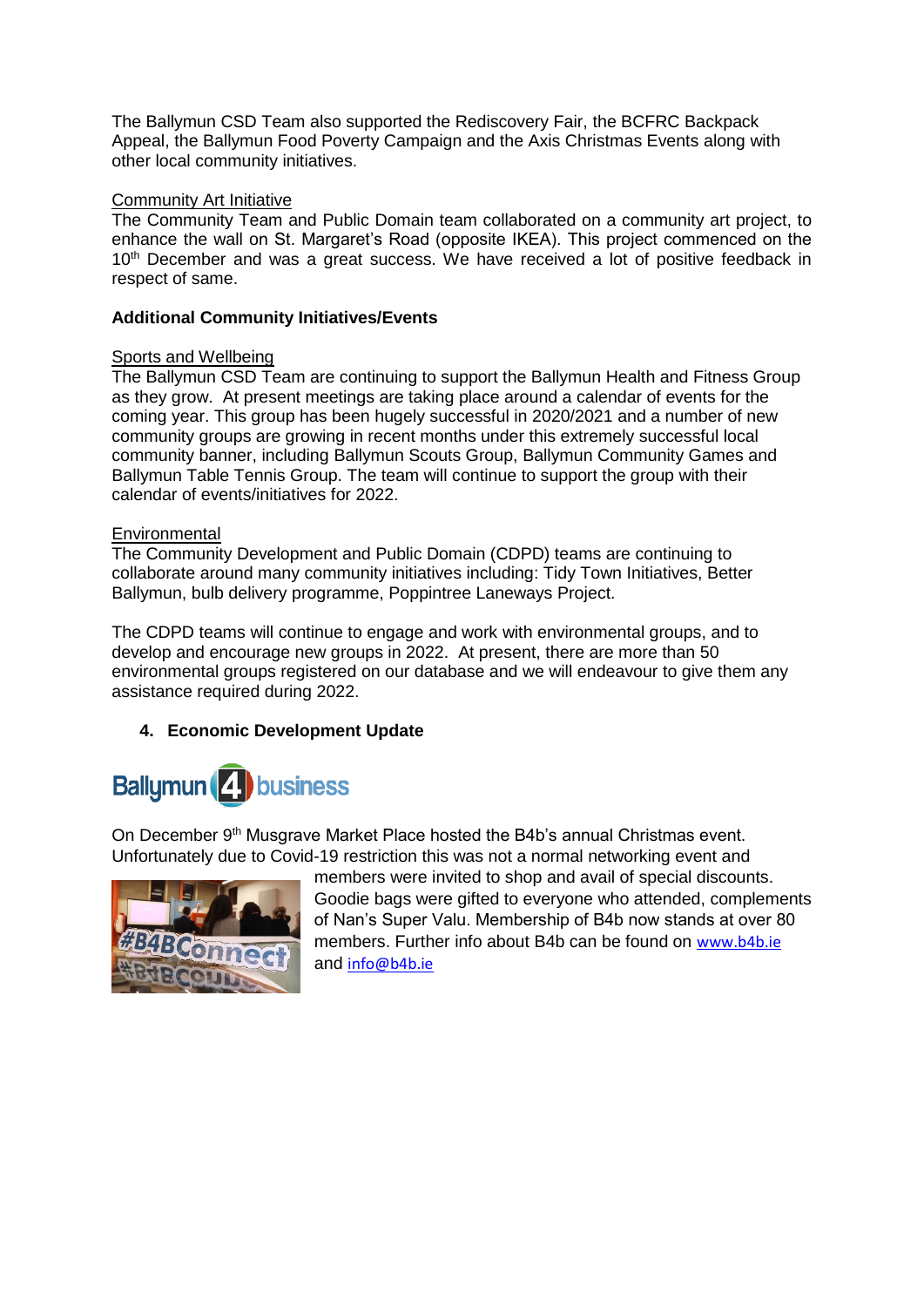The Ballymun CSD Team also supported the Rediscovery Fair, the BCFRC Backpack Appeal, the Ballymun Food Poverty Campaign and the Axis Christmas Events along with other local community initiatives.

Community Art Initiative

The Community Team and Public Domain team collaborated on a community art project, to enhance the wall on St. Margaret's Road (opposite IKEA). This project commenced on the 10th December and was a great success. We have received a lot of positive feedback in respect of same.

**Additional Community Initiatives/Events**

Sports and Wellbeing

The Ballymun CSD Team are continuing to support the Ballymun Health and Fitness Group as they grow. At present meetings are taking place around a calendar of events for the coming year. This group has been hugely successful in 2020/2021 and a number of new community groups are growing in recent months under this extremely successful local community banner, including Ballymun Scouts Group, Ballymun Community Games and Ballymun Table Tennis Group. The team will continue to support the group with their calendar of events/initiatives for 2022.

Environmental

The Community Development and Public Domain (CDPD) teams are continuing to collaborate around many community initiatives including: Tidy Town Initiatives, Better Ballymun, bulb delivery programme, Poppintree Laneways Project.

The CDPD teams will continue to engage and work with environmental groups, and to develop and encourage new groups in 2022. At present, there are more than 50 environmental groups registered on our database and we will endeavour to give them any assistance required during 2022.

4. **Economic Development Update**

Ballymun 4 business

On December 9th Musgrave Market Place hosted the B4b's annual Christmas event. Unfortunately due to Covid-19 restriction this was not a normal networking event and members were invited to shop and avail of special discounts. Goodie bags were gifted to everyone who attended, complements of Nan's Super Valu. Membership of B4b now stands at over 80 members. Further info about B4b can be found on www.b4b.ie and info@b4b.ie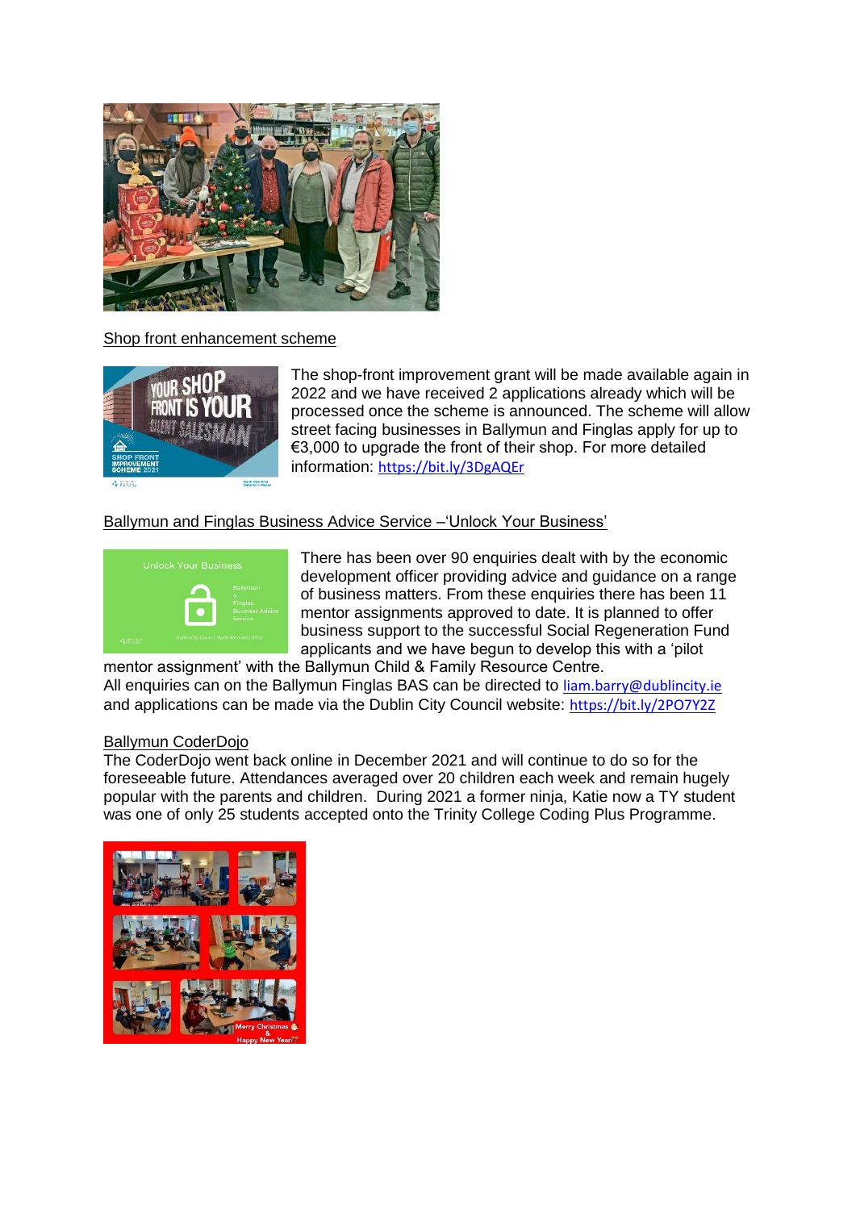Shop front enhancement scheme

The shop-front improvement grant will be made available again in 2022 and we have received 2 applications already which will be processed once the scheme is announced. The scheme will allow street facing businesses in Ballymun and Finglas apply for up to €3,000 to upgrade the front of their shop. For more detailed information: https://bit.ly/3DgAQEr

Ballymun and Finglas Business Advice Service –'Unlock Your Business'

There has been over 90 enquiries dealt with by the economic development officer providing advice and guidance on a range of business matters. From these enquiries there has been 11 mentor assignments approved to date. It is planned to offer business support to the successful Social Regeneration Fund applicants and we have begun to develop this with a 'pilot mentor assignment' with the Ballymun Child & Family Resource Centre.
All enquiries can on the Ballymun Finglas BAS can be directed to liam.barry@dublincity.ie and applications can be made via the Dublin City Council website: https://bit.ly/2PO7Y2Z

Ballymun CoderDojo

The CoderDojo went back online in December 2021 and will continue to do so for the foreseeable future. Attendances averaged over 20 children each week and remain hugely popular with the parents and children. During 2021 a former ninja, Katie now a TY student was one of only 25 students accepted onto the Trinity College Coding Plus Programme.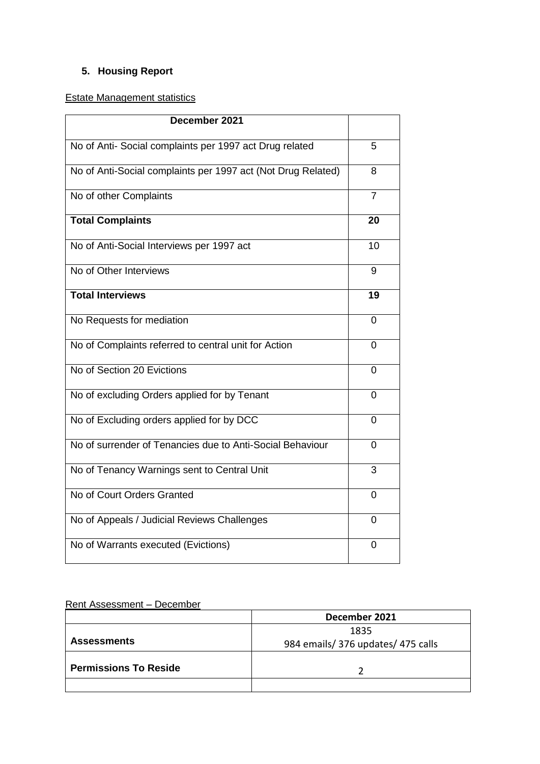## 5. Housing Report

Estate Management statistics

| December 2021 | |
|---|---|
| No of Anti- Social complaints per 1997 act Drug related | 5 |
| No of Anti-Social complaints per 1997 act (Not Drug Related) | 8 |
| No of other Complaints | 7 |
| **Total Complaints** | **20** |
| No of Anti-Social Interviews per 1997 act | 10 |
| No of Other Interviews | 9 |
| **Total Interviews** | **19** |
| No Requests for mediation | 0 |
| No of Complaints referred to central unit for Action | 0 |
| No of Section 20 Evictions | 0 |
| No of excluding Orders applied for by Tenant | 0 |
| No of Excluding orders applied for by DCC | 0 |
| No of surrender of Tenancies due to Anti-Social Behaviour | 0 |
| No of Tenancy Warnings sent to Central Unit | 3 |
| No of Court Orders Granted | 0 |
| No of Appeals / Judicial Reviews Challenges | 0 |
| No of Warrants executed (Evictions) | 0 |

Rent Assessment – December

| | **December 2021** |
|---|---|
| **Assessments** | 1835<br>984 emails/ 376 updates/ 475 calls |
| **Permissions To Reside** | 2 |
| | |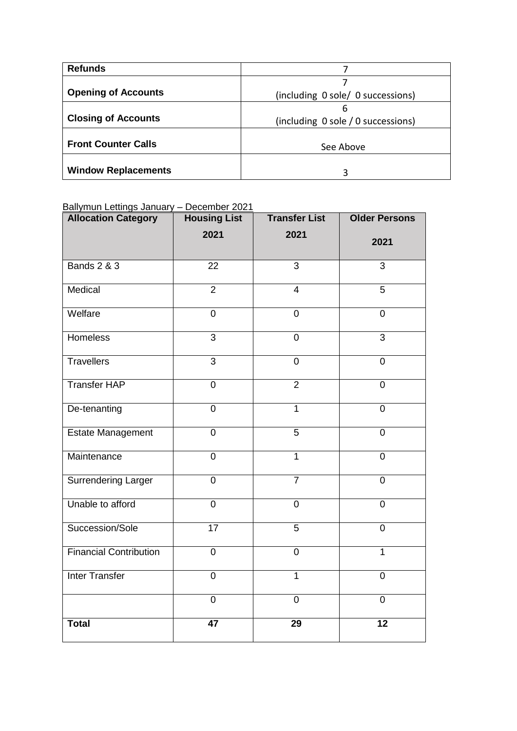| **Refunds** | 7 |
|---|---|
| **Opening of Accounts** | 7 (including 0 sole/ 0 successions) |
| **Closing of Accounts** | 6 (including 0 sole / 0 successions) |
| **Front Counter Calls** | See Above |
| **Window Replacements** | 3 |

Ballymun Lettings January – December 2021

| Allocation Category | Housing List 2021 | Transfer List 2021 | Older Persons 2021 |
|---|---|---|---|
| Bands 2 & 3 | 22 | 3 | 3 |
| Medical | 2 | 4 | 5 |
| Welfare | 0 | 0 | 0 |
| Homeless | 3 | 0 | 3 |
| Travellers | 3 | 0 | 0 |
| Transfer HAP | 0 | 2 | 0 |
| De-tenanting | 0 | 1 | 0 |
| Estate Management | 0 | 5 | 0 |
| Maintenance | 0 | 1 | 0 |
| Surrendering Larger | 0 | 7 | 0 |
| Unable to afford | 0 | 0 | 0 |
| Succession/Sole | 17 | 5 | 0 |
| Financial Contribution | 0 | 0 | 1 |
| Inter Transfer | 0 | 1 | 0 |
| | 0 | 0 | 0 |
| **Total** | **47** | **29** | **12** |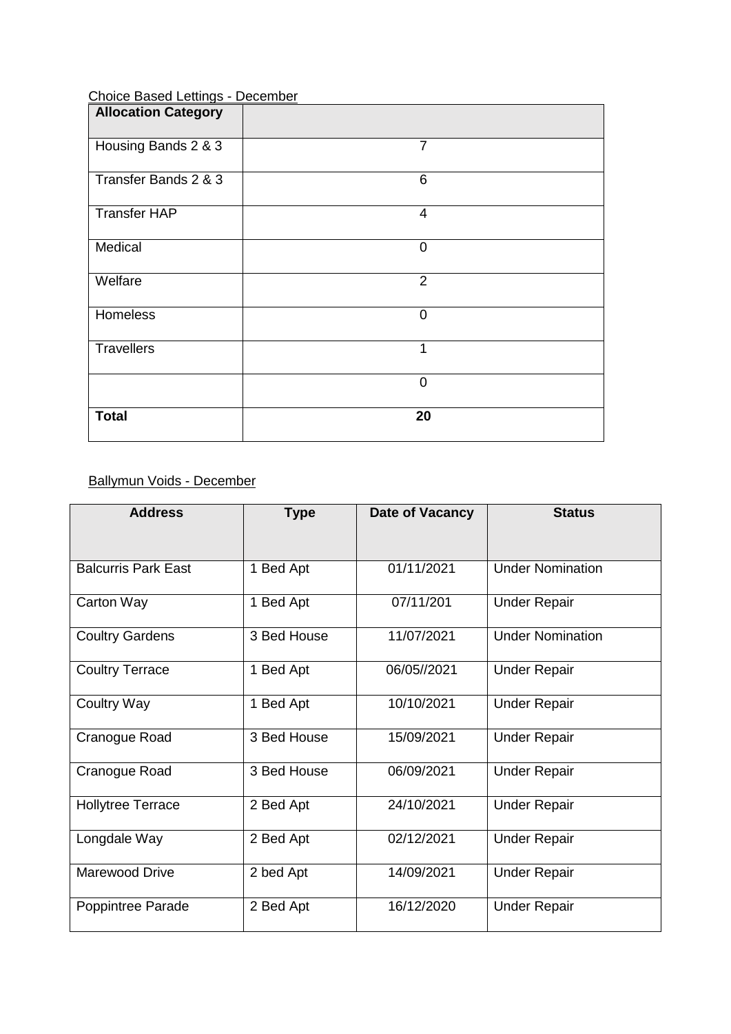Choice Based Lettings - December

| Allocation Category | |
|---|---|
| Housing Bands 2 & 3 | 7 |
| Transfer Bands 2 & 3 | 6 |
| Transfer HAP | 4 |
| Medical | 0 |
| Welfare | 2 |
| Homeless | 0 |
| Travellers | 1 |
| | 0 |
| **Total** | **20** |

Ballymun Voids - December

| Address | Type | Date of Vacancy | Status |
|---|---|---|---|
| Balcurris Park East | 1 Bed Apt | 01/11/2021 | Under Nomination |
| Carton Way | 1 Bed Apt | 07/11/201 | Under Repair |
| Coultry Gardens | 3 Bed House | 11/07/2021 | Under Nomination |
| Coultry Terrace | 1 Bed Apt | 06/05//2021 | Under Repair |
| Coultry Way | 1 Bed Apt | 10/10/2021 | Under Repair |
| Cranogue Road | 3 Bed House | 15/09/2021 | Under Repair |
| Cranogue Road | 3 Bed House | 06/09/2021 | Under Repair |
| Hollytree Terrace | 2 Bed Apt | 24/10/2021 | Under Repair |
| Longdale Way | 2 Bed Apt | 02/12/2021 | Under Repair |
| Marewood Drive | 2 bed Apt | 14/09/2021 | Under Repair |
| Poppintree Parade | 2 Bed Apt | 16/12/2020 | Under Repair |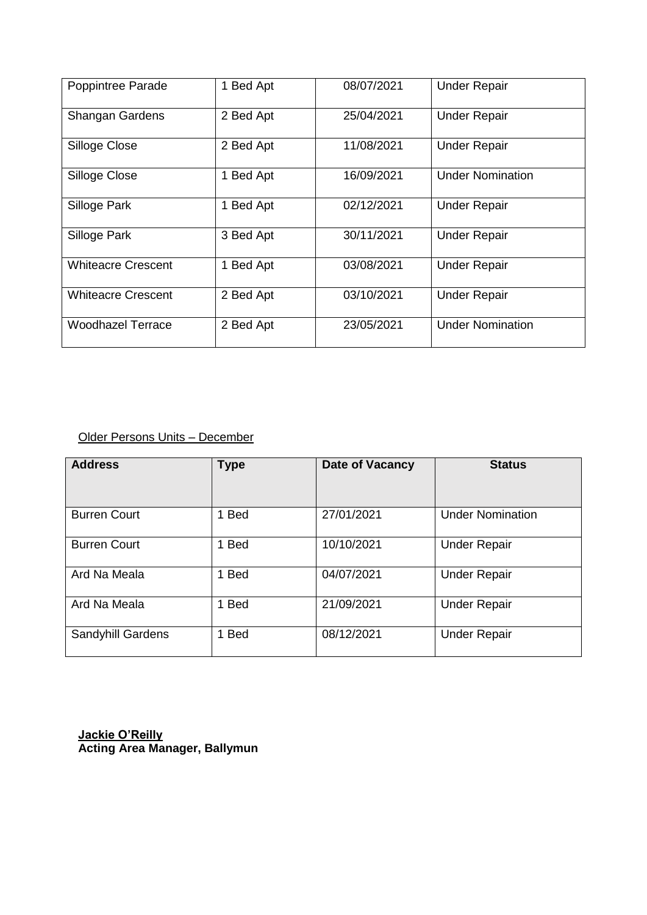| | | | |
|---|---|---|---|
| Poppintree Parade | 1 Bed Apt | 08/07/2021 | Under Repair |
| Shangan Gardens | 2 Bed Apt | 25/04/2021 | Under Repair |
| Silloge Close | 2 Bed Apt | 11/08/2021 | Under Repair |
| Silloge Close | 1 Bed Apt | 16/09/2021 | Under Nomination |
| Silloge Park | 1 Bed Apt | 02/12/2021 | Under Repair |
| Silloge Park | 3 Bed Apt | 30/11/2021 | Under Repair |
| Whiteacre Crescent | 1 Bed Apt | 03/08/2021 | Under Repair |
| Whiteacre Crescent | 2 Bed Apt | 03/10/2021 | Under Repair |
| Woodhazel Terrace | 2 Bed Apt | 23/05/2021 | Under Nomination |

Older Persons Units – December

| Address | Type | Date of Vacancy | Status |
|---|---|---|---|
| Burren Court | 1 Bed | 27/01/2021 | Under Nomination |
| Burren Court | 1 Bed | 10/10/2021 | Under Repair |
| Ard Na Meala | 1 Bed | 04/07/2021 | Under Repair |
| Ard Na Meala | 1 Bed | 21/09/2021 | Under Repair |
| Sandyhill Gardens | 1 Bed | 08/12/2021 | Under Repair |

**Jackie O'Reilly**
**Acting Area Manager, Ballymun**